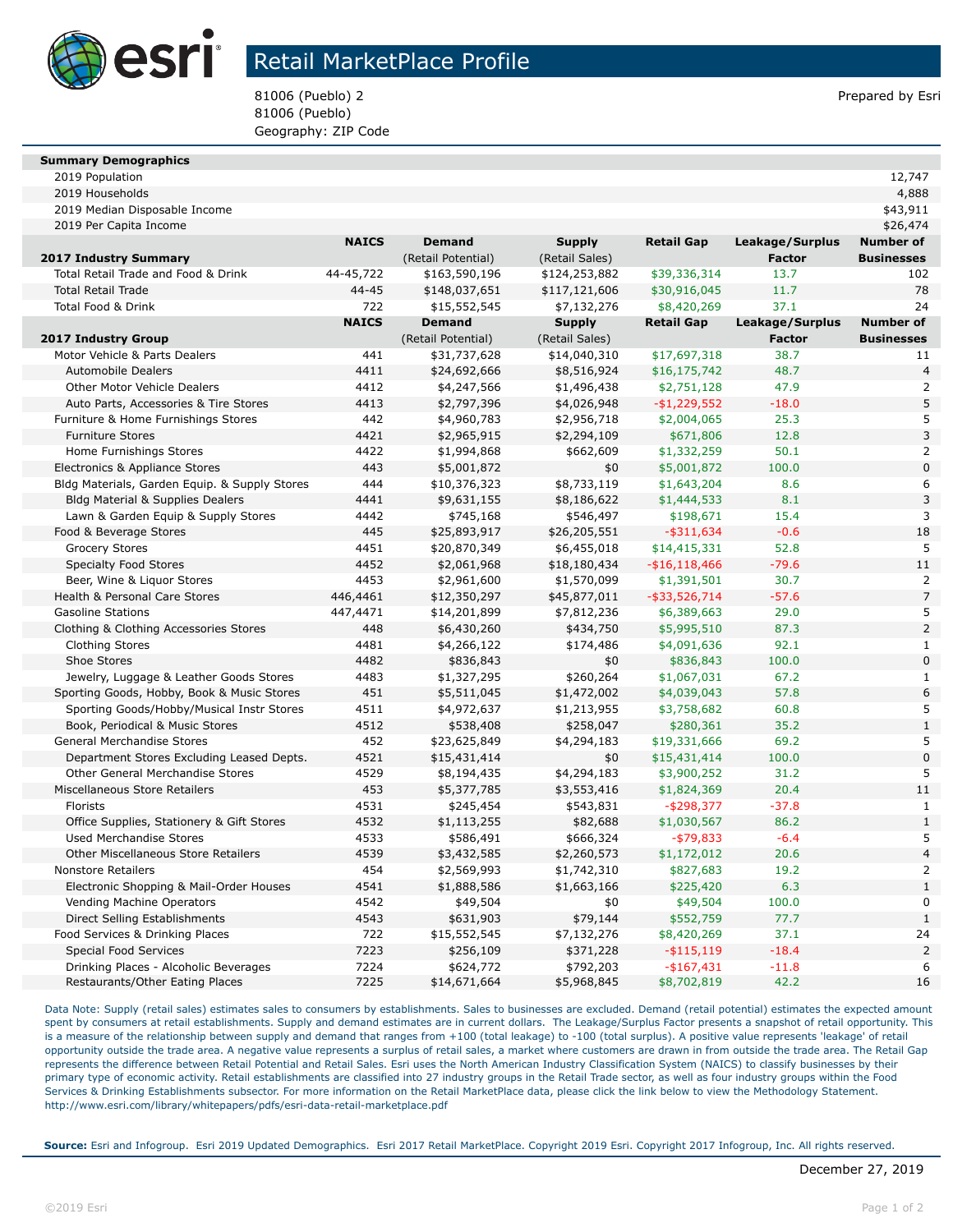# Retail MarketPlace Profile

81006 (Pueblo) 2
81006 (Pueblo)
Geography: ZIP Code

Prepared by Esri

| Summary Demographics | | | | | | |
|---|---|---|---|---|---|---|
| 2019 Population | | | | | | 12,747 |
| 2019 Households | | | | | | 4,888 |
| 2019 Median Disposable Income | | | | | | $43,911 |
| 2019 Per Capita Income | | | | | | $26,474 |

| 2017 Industry Summary | NAICS | Demand (Retail Potential) | Supply (Retail Sales) | Retail Gap | Leakage/Surplus Factor | Number of Businesses |
|---|---|---|---|---|---|---|
| Total Retail Trade and Food & Drink | 44-45,722 | $163,590,196 | $124,253,882 | $39,336,314 | 13.7 | 102 |
| Total Retail Trade | 44-45 | $148,037,651 | $117,121,606 | $30,916,045 | 11.7 | 78 |
| Total Food & Drink | 722 | $15,552,545 | $7,132,276 | $8,420,269 | 37.1 | 24 |

| 2017 Industry Group | NAICS | Demand (Retail Potential) | Supply (Retail Sales) | Retail Gap | Leakage/Surplus Factor | Number of Businesses |
|---|---|---|---|---|---|---|
| Motor Vehicle & Parts Dealers | 441 | $31,737,628 | $14,040,310 | $17,697,318 | 38.7 | 11 |
| Automobile Dealers | 4411 | $24,692,666 | $8,516,924 | $16,175,742 | 48.7 | 4 |
| Other Motor Vehicle Dealers | 4412 | $4,247,566 | $1,496,438 | $2,751,128 | 47.9 | 2 |
| Auto Parts, Accessories & Tire Stores | 4413 | $2,797,396 | $4,026,948 | -$1,229,552 | -18.0 | 5 |
| Furniture & Home Furnishings Stores | 442 | $4,960,783 | $2,956,718 | $2,004,065 | 25.3 | 5 |
| Furniture Stores | 4421 | $2,965,915 | $2,294,109 | $671,806 | 12.8 | 3 |
| Home Furnishings Stores | 4422 | $1,994,868 | $662,609 | $1,332,259 | 50.1 | 2 |
| Electronics & Appliance Stores | 443 | $5,001,872 | $0 | $5,001,872 | 100.0 | 0 |
| Bldg Materials, Garden Equip. & Supply Stores | 444 | $10,376,323 | $8,733,119 | $1,643,204 | 8.6 | 6 |
| Bldg Material & Supplies Dealers | 4441 | $9,631,155 | $8,186,622 | $1,444,533 | 8.1 | 3 |
| Lawn & Garden Equip & Supply Stores | 4442 | $745,168 | $546,497 | $198,671 | 15.4 | 3 |
| Food & Beverage Stores | 445 | $25,893,917 | $26,205,551 | -$311,634 | -0.6 | 18 |
| Grocery Stores | 4451 | $20,870,349 | $6,455,018 | $14,415,331 | 52.8 | 5 |
| Specialty Food Stores | 4452 | $2,061,968 | $18,180,434 | -$16,118,466 | -79.6 | 11 |
| Beer, Wine & Liquor Stores | 4453 | $2,961,600 | $1,570,099 | $1,391,501 | 30.7 | 2 |
| Health & Personal Care Stores | 446,4461 | $12,350,297 | $45,877,011 | -$33,526,714 | -57.6 | 7 |
| Gasoline Stations | 447,4471 | $14,201,899 | $7,812,236 | $6,389,663 | 29.0 | 5 |
| Clothing & Clothing Accessories Stores | 448 | $6,430,260 | $434,750 | $5,995,510 | 87.3 | 2 |
| Clothing Stores | 4481 | $4,266,122 | $174,486 | $4,091,636 | 92.1 | 1 |
| Shoe Stores | 4482 | $836,843 | $0 | $836,843 | 100.0 | 0 |
| Jewelry, Luggage & Leather Goods Stores | 4483 | $1,327,295 | $260,264 | $1,067,031 | 67.2 | 1 |
| Sporting Goods, Hobby, Book & Music Stores | 451 | $5,511,045 | $1,472,002 | $4,039,043 | 57.8 | 6 |
| Sporting Goods/Hobby/Musical Instr Stores | 4511 | $4,972,637 | $1,213,955 | $3,758,682 | 60.8 | 5 |
| Book, Periodical & Music Stores | 4512 | $538,408 | $258,047 | $280,361 | 35.2 | 1 |
| General Merchandise Stores | 452 | $23,625,849 | $4,294,183 | $19,331,666 | 69.2 | 5 |
| Department Stores Excluding Leased Depts. | 4521 | $15,431,414 | $0 | $15,431,414 | 100.0 | 0 |
| Other General Merchandise Stores | 4529 | $8,194,435 | $4,294,183 | $3,900,252 | 31.2 | 5 |
| Miscellaneous Store Retailers | 453 | $5,377,785 | $3,553,416 | $1,824,369 | 20.4 | 11 |
| Florists | 4531 | $245,454 | $543,831 | -$298,377 | -37.8 | 1 |
| Office Supplies, Stationery & Gift Stores | 4532 | $1,113,255 | $82,688 | $1,030,567 | 86.2 | 1 |
| Used Merchandise Stores | 4533 | $586,491 | $666,324 | -$79,833 | -6.4 | 5 |
| Other Miscellaneous Store Retailers | 4539 | $3,432,585 | $2,260,573 | $1,172,012 | 20.6 | 4 |
| Nonstore Retailers | 454 | $2,569,993 | $1,742,310 | $827,683 | 19.2 | 2 |
| Electronic Shopping & Mail-Order Houses | 4541 | $1,888,586 | $1,663,166 | $225,420 | 6.3 | 1 |
| Vending Machine Operators | 4542 | $49,504 | $0 | $49,504 | 100.0 | 0 |
| Direct Selling Establishments | 4543 | $631,903 | $79,144 | $552,759 | 77.7 | 1 |
| Food Services & Drinking Places | 722 | $15,552,545 | $7,132,276 | $8,420,269 | 37.1 | 24 |
| Special Food Services | 7223 | $256,109 | $371,228 | -$115,119 | -18.4 | 2 |
| Drinking Places - Alcoholic Beverages | 7224 | $624,772 | $792,203 | -$167,431 | -11.8 | 6 |
| Restaurants/Other Eating Places | 7225 | $14,671,664 | $5,968,845 | $8,702,819 | 42.2 | 16 |

Data Note: Supply (retail sales) estimates sales to consumers by establishments. Sales to businesses are excluded. Demand (retail potential) estimates the expected amount spent by consumers at retail establishments. Supply and demand estimates are in current dollars. The Leakage/Surplus Factor presents a snapshot of retail opportunity. This is a measure of the relationship between supply and demand that ranges from +100 (total leakage) to -100 (total surplus). A positive value represents 'leakage' of retail opportunity outside the trade area. A negative value represents a surplus of retail sales, a market where customers are drawn in from outside the trade area. The Retail Gap represents the difference between Retail Potential and Retail Sales. Esri uses the North American Industry Classification System (NAICS) to classify businesses by their primary type of economic activity. Retail establishments are classified into 27 industry groups in the Retail Trade sector, as well as four industry groups within the Food Services & Drinking Establishments subsector. For more information on the Retail MarketPlace data, please click the link below to view the Methodology Statement.
http://www.esri.com/library/whitepapers/pdfs/esri-data-retail-marketplace.pdf

**Source:** Esri and Infogroup. Esri 2019 Updated Demographics. Esri 2017 Retail MarketPlace. Copyright 2019 Esri. Copyright 2017 Infogroup, Inc. All rights reserved.

December 27, 2019

©2019 Esri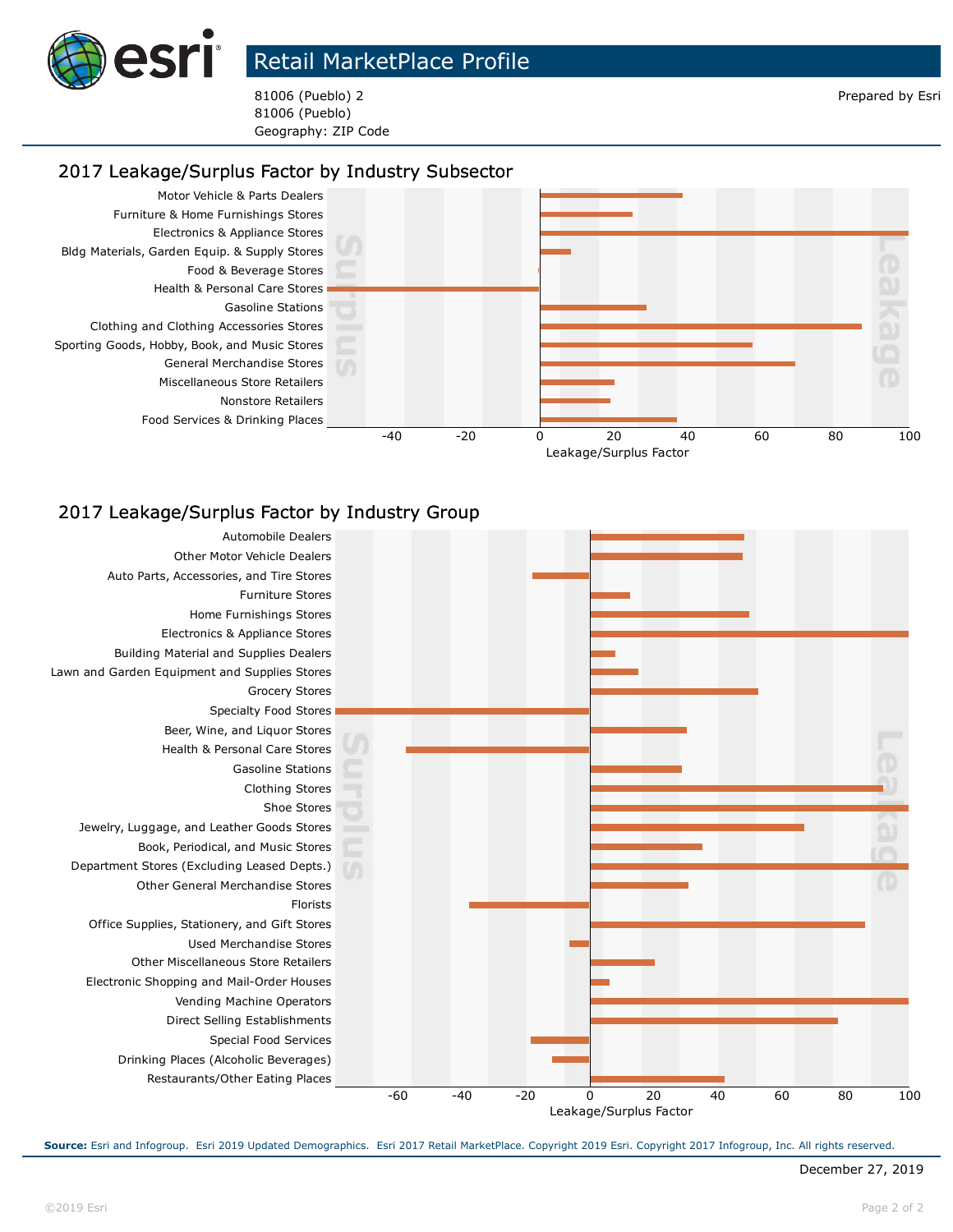# Retail MarketPlace Profile

81006 (Pueblo) 2
81006 (Pueblo)
Geography: ZIP Code

Prepared by Esri

## 2017 Leakage/Surplus Factor by Industry Subsector

Motor Vehicle & Parts Dealers
Furniture & Home Furnishings Stores
Electronics & Appliance Stores
Bldg Materials, Garden Equip. & Supply Stores
Food & Beverage Stores
Health & Personal Care Stores
Gasoline Stations
Clothing and Clothing Accessories Stores
Sporting Goods, Hobby, Book, and Music Stores
General Merchandise Stores
Miscellaneous Store Retailers
Nonstore Retailers
Food Services & Drinking Places

Surplus
Leakage

-40 -20 0 20 40 60 80 100

Leakage/Surplus Factor

## 2017 Leakage/Surplus Factor by Industry Group

Automobile Dealers
Other Motor Vehicle Dealers
Auto Parts, Accessories, and Tire Stores
Furniture Stores
Home Furnishings Stores
Electronics & Appliance Stores
Building Material and Supplies Dealers
Lawn and Garden Equipment and Supplies Stores
Grocery Stores
Specialty Food Stores
Beer, Wine, and Liquor Stores
Health & Personal Care Stores
Gasoline Stations
Clothing Stores
Shoe Stores
Jewelry, Luggage, and Leather Goods Stores
Book, Periodical, and Music Stores
Department Stores (Excluding Leased Depts.)
Other General Merchandise Stores
Florists
Office Supplies, Stationery, and Gift Stores
Used Merchandise Stores
Other Miscellaneous Store Retailers
Electronic Shopping and Mail-Order Houses
Vending Machine Operators
Direct Selling Establishments
Special Food Services
Drinking Places (Alcoholic Beverages)
Restaurants/Other Eating Places

Surplus
Leakage

-60 -40 -20 0 20 40 60 80 100

Leakage/Surplus Factor

**Source:** Esri and Infogroup. Esri 2019 Updated Demographics. Esri 2017 Retail MarketPlace. Copyright 2019 Esri. Copyright 2017 Infogroup, Inc. All rights reserved.

December 27, 2019

©2019 Esri